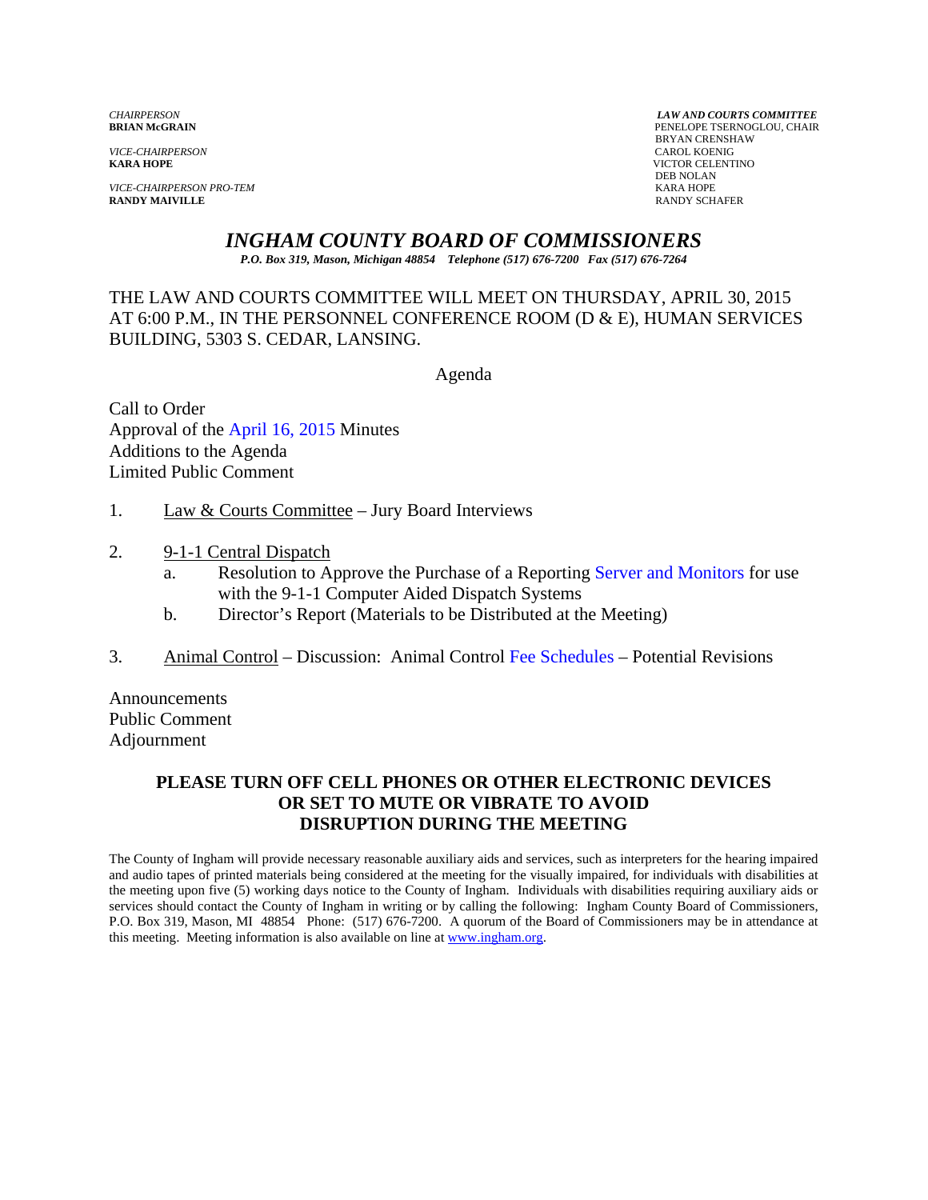*CHAIRPERSON*
**BRIAN McGRAIN**

*VICE-CHAIRPERSON*
**KARA HOPE**

*VICE-CHAIRPERSON PRO-TEM*
**RANDY MAIVILLE**

***LAW AND COURTS COMMITTEE***
PENELOPE TSERNOGLOU, CHAIR
BRYAN CRENSHAW
CAROL KOENIG
VICTOR CELENTINO
DEB NOLAN
KARA HOPE
RANDY SCHAFER

# *INGHAM COUNTY BOARD OF COMMISSIONERS*

***P.O. Box 319, Mason, Michigan 48854 Telephone (517) 676-7200 Fax (517) 676-7264***

THE LAW AND COURTS COMMITTEE WILL MEET ON THURSDAY, APRIL 30, 2015 AT 6:00 P.M., IN THE PERSONNEL CONFERENCE ROOM (D & E), HUMAN SERVICES BUILDING, 5303 S. CEDAR, LANSING.

Agenda

Call to Order
Approval of the April 16, 2015 Minutes
Additions to the Agenda
Limited Public Comment

1. Law & Courts Committee – Jury Board Interviews

2. 9-1-1 Central Dispatch
   a. Resolution to Approve the Purchase of a Reporting Server and Monitors for use with the 9-1-1 Computer Aided Dispatch Systems
   b. Director's Report (Materials to be Distributed at the Meeting)

3. Animal Control – Discussion: Animal Control Fee Schedules – Potential Revisions

Announcements
Public Comment
Adjournment

**PLEASE TURN OFF CELL PHONES OR OTHER ELECTRONIC DEVICES OR SET TO MUTE OR VIBRATE TO AVOID DISRUPTION DURING THE MEETING**

The County of Ingham will provide necessary reasonable auxiliary aids and services, such as interpreters for the hearing impaired and audio tapes of printed materials being considered at the meeting for the visually impaired, for individuals with disabilities at the meeting upon five (5) working days notice to the County of Ingham. Individuals with disabilities requiring auxiliary aids or services should contact the County of Ingham in writing or by calling the following: Ingham County Board of Commissioners, P.O. Box 319, Mason, MI 48854 Phone: (517) 676-7200. A quorum of the Board of Commissioners may be in attendance at this meeting. Meeting information is also available on line at www.ingham.org.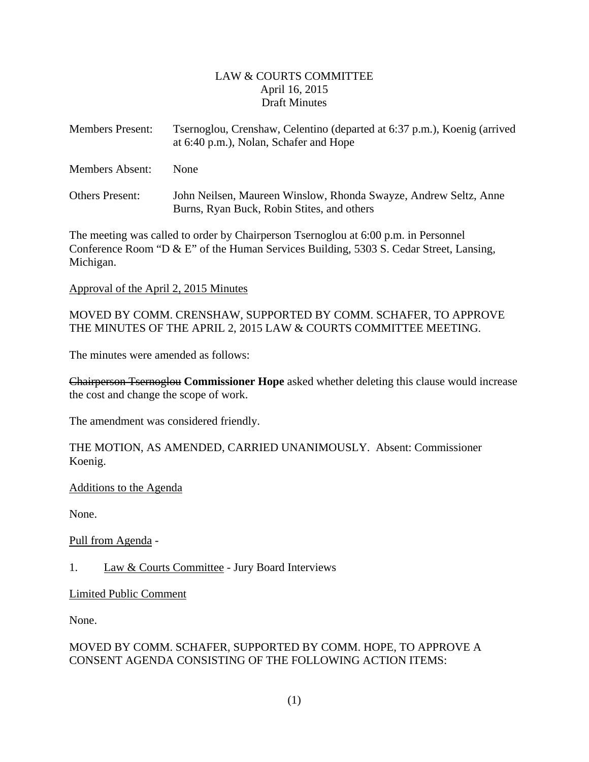LAW & COURTS COMMITTEE
April 16, 2015
Draft Minutes

| | |
|---|---|
| Members Present: | Tsernoglou, Crenshaw, Celentino (departed at 6:37 p.m.), Koenig (arrived at 6:40 p.m.), Nolan, Schafer and Hope |
| Members Absent: | None |
| Others Present: | John Neilsen, Maureen Winslow, Rhonda Swayze, Andrew Seltz, Anne Burns, Ryan Buck, Robin Stites, and others |

The meeting was called to order by Chairperson Tsernoglou at 6:00 p.m. in Personnel Conference Room "D & E" of the Human Services Building, 5303 S. Cedar Street, Lansing, Michigan.

Approval of the April 2, 2015 Minutes

MOVED BY COMM. CRENSHAW, SUPPORTED BY COMM. SCHAFER, TO APPROVE THE MINUTES OF THE APRIL 2, 2015 LAW & COURTS COMMITTEE MEETING.

The minutes were amended as follows:

~~Chairperson Tsernoglou~~ **Commissioner Hope** asked whether deleting this clause would increase the cost and change the scope of work.

The amendment was considered friendly.

THE MOTION, AS AMENDED, CARRIED UNANIMOUSLY. Absent: Commissioner Koenig.

Additions to the Agenda

None.

Pull from Agenda -

1. Law & Courts Committee - Jury Board Interviews

Limited Public Comment

None.

MOVED BY COMM. SCHAFER, SUPPORTED BY COMM. HOPE, TO APPROVE A CONSENT AGENDA CONSISTING OF THE FOLLOWING ACTION ITEMS: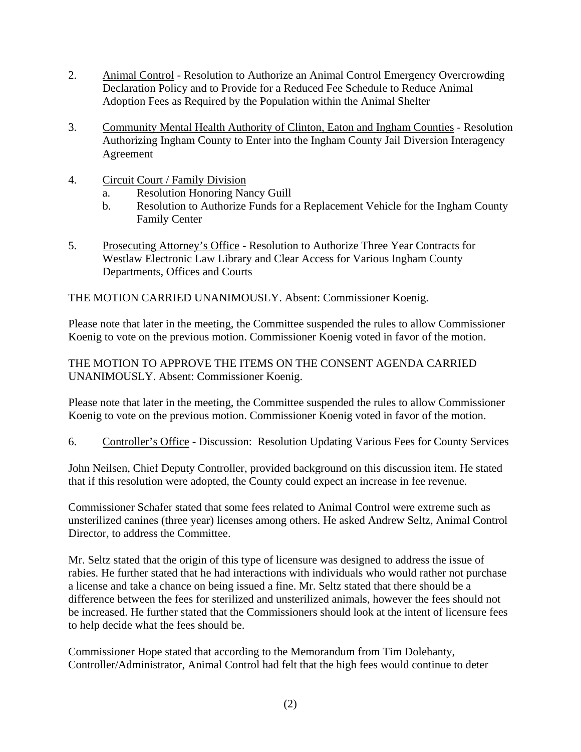2. Animal Control - Resolution to Authorize an Animal Control Emergency Overcrowding Declaration Policy and to Provide for a Reduced Fee Schedule to Reduce Animal Adoption Fees as Required by the Population within the Animal Shelter

3. Community Mental Health Authority of Clinton, Eaton and Ingham Counties - Resolution Authorizing Ingham County to Enter into the Ingham County Jail Diversion Interagency Agreement

4. Circuit Court / Family Division
   a. Resolution Honoring Nancy Guill
   b. Resolution to Authorize Funds for a Replacement Vehicle for the Ingham County Family Center

5. Prosecuting Attorney's Office - Resolution to Authorize Three Year Contracts for Westlaw Electronic Law Library and Clear Access for Various Ingham County Departments, Offices and Courts

THE MOTION CARRIED UNANIMOUSLY. Absent: Commissioner Koenig.

Please note that later in the meeting, the Committee suspended the rules to allow Commissioner Koenig to vote on the previous motion. Commissioner Koenig voted in favor of the motion.

THE MOTION TO APPROVE THE ITEMS ON THE CONSENT AGENDA CARRIED UNANIMOUSLY. Absent: Commissioner Koenig.

Please note that later in the meeting, the Committee suspended the rules to allow Commissioner Koenig to vote on the previous motion. Commissioner Koenig voted in favor of the motion.

6. Controller's Office - Discussion: Resolution Updating Various Fees for County Services

John Neilsen, Chief Deputy Controller, provided background on this discussion item. He stated that if this resolution were adopted, the County could expect an increase in fee revenue.

Commissioner Schafer stated that some fees related to Animal Control were extreme such as unsterilized canines (three year) licenses among others. He asked Andrew Seltz, Animal Control Director, to address the Committee.

Mr. Seltz stated that the origin of this type of licensure was designed to address the issue of rabies. He further stated that he had interactions with individuals who would rather not purchase a license and take a chance on being issued a fine. Mr. Seltz stated that there should be a difference between the fees for sterilized and unsterilized animals, however the fees should not be increased. He further stated that the Commissioners should look at the intent of licensure fees to help decide what the fees should be.

Commissioner Hope stated that according to the Memorandum from Tim Dolehanty, Controller/Administrator, Animal Control had felt that the high fees would continue to deter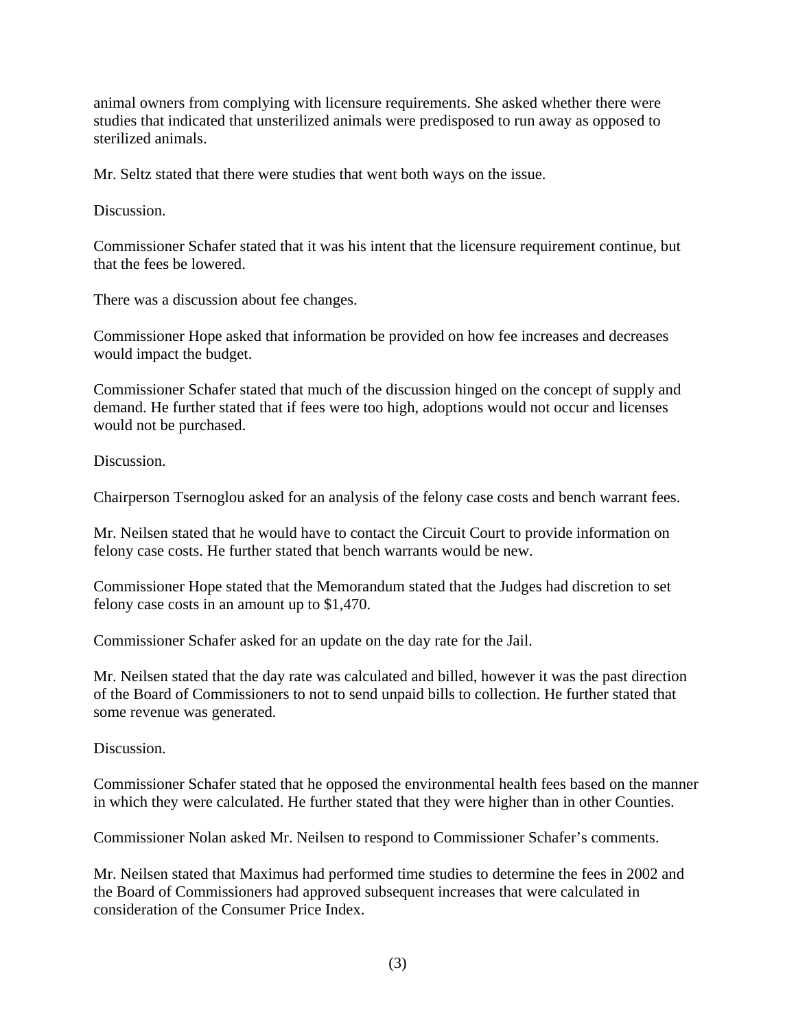animal owners from complying with licensure requirements. She asked whether there were studies that indicated that unsterilized animals were predisposed to run away as opposed to sterilized animals.

Mr. Seltz stated that there were studies that went both ways on the issue.

Discussion.

Commissioner Schafer stated that it was his intent that the licensure requirement continue, but that the fees be lowered.

There was a discussion about fee changes.

Commissioner Hope asked that information be provided on how fee increases and decreases would impact the budget.

Commissioner Schafer stated that much of the discussion hinged on the concept of supply and demand. He further stated that if fees were too high, adoptions would not occur and licenses would not be purchased.

Discussion.

Chairperson Tsernoglou asked for an analysis of the felony case costs and bench warrant fees.

Mr. Neilsen stated that he would have to contact the Circuit Court to provide information on felony case costs. He further stated that bench warrants would be new.

Commissioner Hope stated that the Memorandum stated that the Judges had discretion to set felony case costs in an amount up to $1,470.

Commissioner Schafer asked for an update on the day rate for the Jail.

Mr. Neilsen stated that the day rate was calculated and billed, however it was the past direction of the Board of Commissioners to not to send unpaid bills to collection. He further stated that some revenue was generated.

Discussion.

Commissioner Schafer stated that he opposed the environmental health fees based on the manner in which they were calculated. He further stated that they were higher than in other Counties.

Commissioner Nolan asked Mr. Neilsen to respond to Commissioner Schafer's comments.

Mr. Neilsen stated that Maximus had performed time studies to determine the fees in 2002 and the Board of Commissioners had approved subsequent increases that were calculated in consideration of the Consumer Price Index.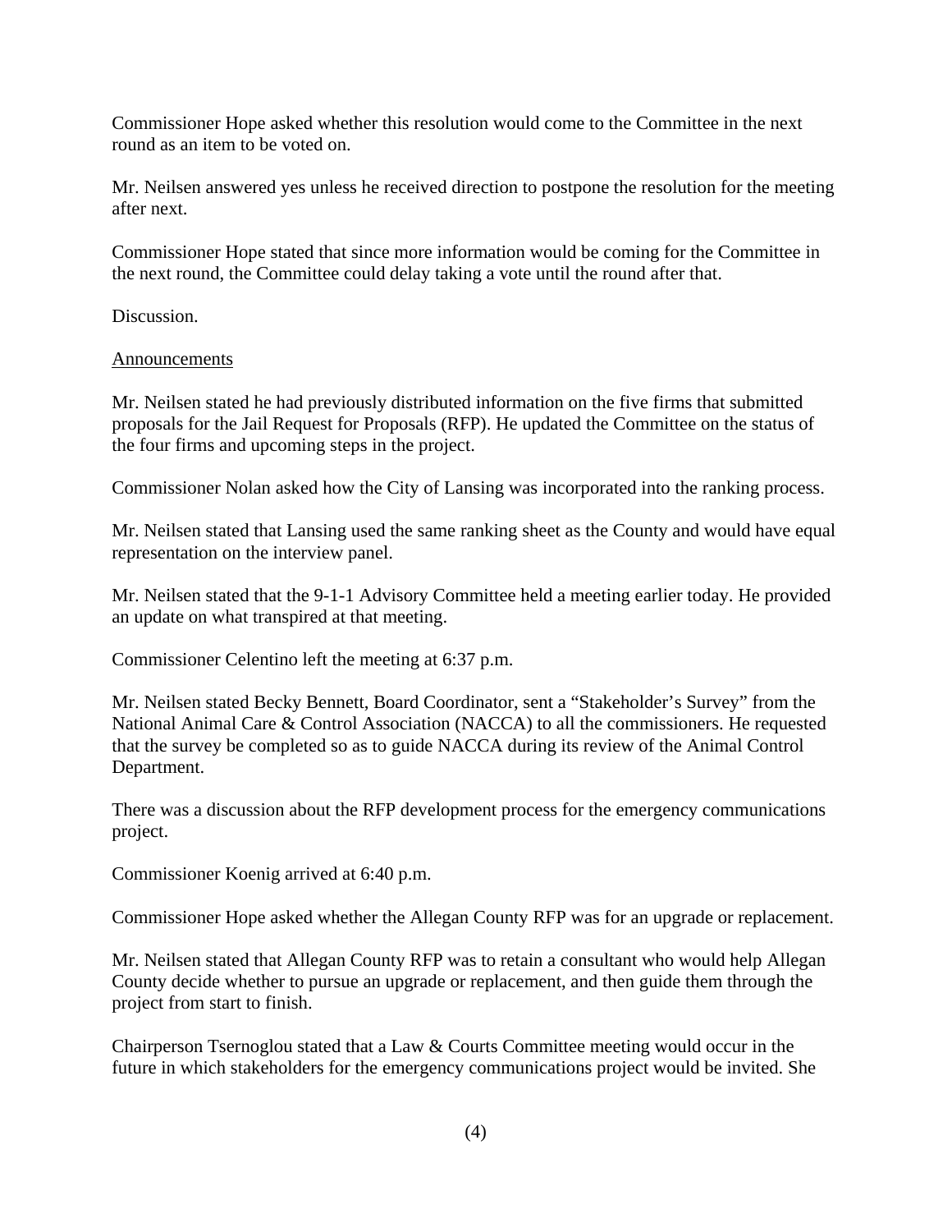Commissioner Hope asked whether this resolution would come to the Committee in the next round as an item to be voted on.

Mr. Neilsen answered yes unless he received direction to postpone the resolution for the meeting after next.

Commissioner Hope stated that since more information would be coming for the Committee in the next round, the Committee could delay taking a vote until the round after that.

Discussion.

<u>Announcements</u>

Mr. Neilsen stated he had previously distributed information on the five firms that submitted proposals for the Jail Request for Proposals (RFP). He updated the Committee on the status of the four firms and upcoming steps in the project.

Commissioner Nolan asked how the City of Lansing was incorporated into the ranking process.

Mr. Neilsen stated that Lansing used the same ranking sheet as the County and would have equal representation on the interview panel.

Mr. Neilsen stated that the 9-1-1 Advisory Committee held a meeting earlier today. He provided an update on what transpired at that meeting.

Commissioner Celentino left the meeting at 6:37 p.m.

Mr. Neilsen stated Becky Bennett, Board Coordinator, sent a "Stakeholder's Survey" from the National Animal Care & Control Association (NACCA) to all the commissioners. He requested that the survey be completed so as to guide NACCA during its review of the Animal Control Department.

There was a discussion about the RFP development process for the emergency communications project.

Commissioner Koenig arrived at 6:40 p.m.

Commissioner Hope asked whether the Allegan County RFP was for an upgrade or replacement.

Mr. Neilsen stated that Allegan County RFP was to retain a consultant who would help Allegan County decide whether to pursue an upgrade or replacement, and then guide them through the project from start to finish.

Chairperson Tsernoglou stated that a Law & Courts Committee meeting would occur in the future in which stakeholders for the emergency communications project would be invited. She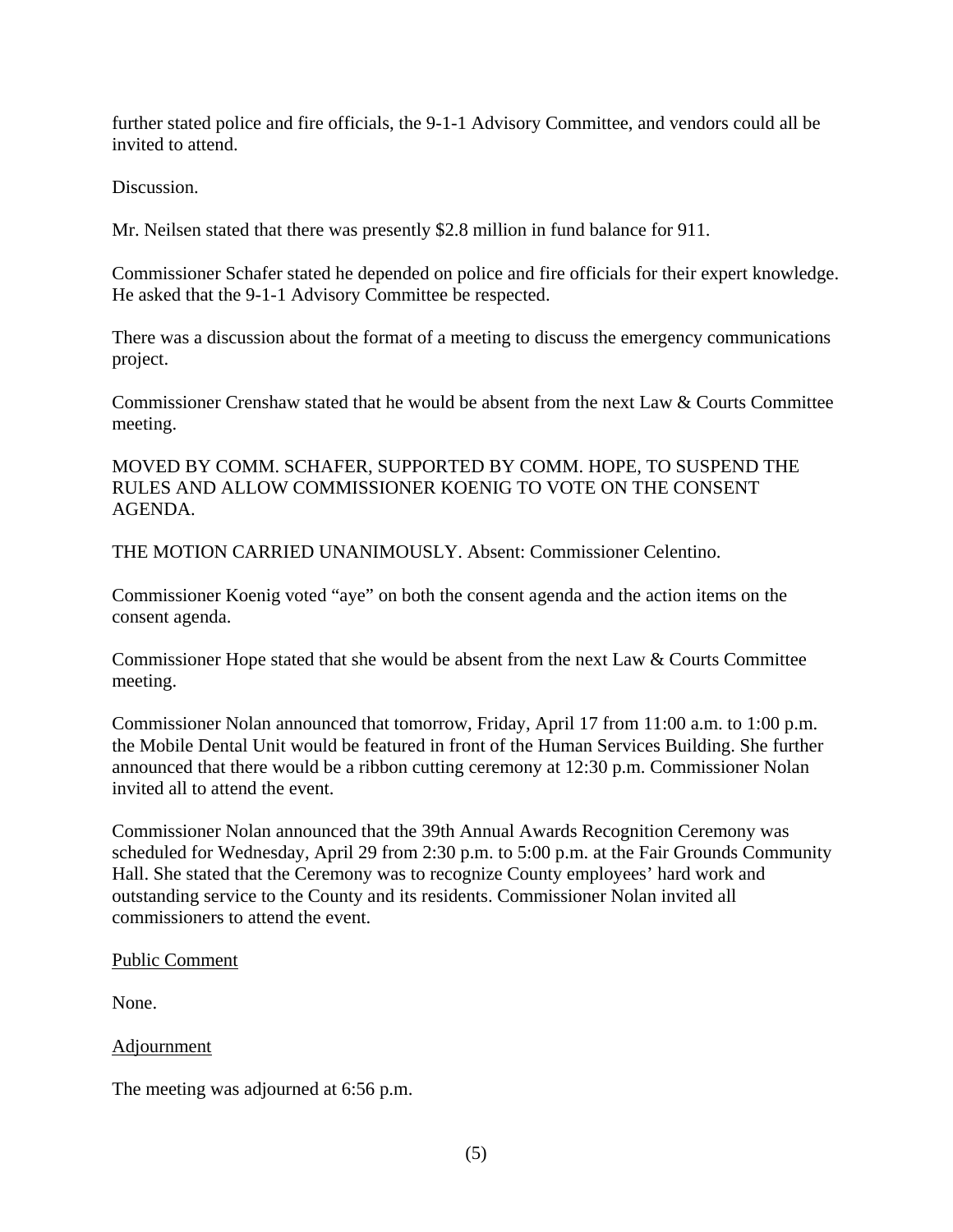further stated police and fire officials, the 9-1-1 Advisory Committee, and vendors could all be invited to attend.

Discussion.

Mr. Neilsen stated that there was presently $2.8 million in fund balance for 911.

Commissioner Schafer stated he depended on police and fire officials for their expert knowledge. He asked that the 9-1-1 Advisory Committee be respected.

There was a discussion about the format of a meeting to discuss the emergency communications project.

Commissioner Crenshaw stated that he would be absent from the next Law & Courts Committee meeting.

MOVED BY COMM. SCHAFER, SUPPORTED BY COMM. HOPE, TO SUSPEND THE RULES AND ALLOW COMMISSIONER KOENIG TO VOTE ON THE CONSENT AGENDA.

THE MOTION CARRIED UNANIMOUSLY. Absent: Commissioner Celentino.

Commissioner Koenig voted "aye" on both the consent agenda and the action items on the consent agenda.

Commissioner Hope stated that she would be absent from the next Law & Courts Committee meeting.

Commissioner Nolan announced that tomorrow, Friday, April 17 from 11:00 a.m. to 1:00 p.m. the Mobile Dental Unit would be featured in front of the Human Services Building. She further announced that there would be a ribbon cutting ceremony at 12:30 p.m. Commissioner Nolan invited all to attend the event.

Commissioner Nolan announced that the 39th Annual Awards Recognition Ceremony was scheduled for Wednesday, April 29 from 2:30 p.m. to 5:00 p.m. at the Fair Grounds Community Hall. She stated that the Ceremony was to recognize County employees' hard work and outstanding service to the County and its residents. Commissioner Nolan invited all commissioners to attend the event.

Public Comment

None.

Adjournment

The meeting was adjourned at 6:56 p.m.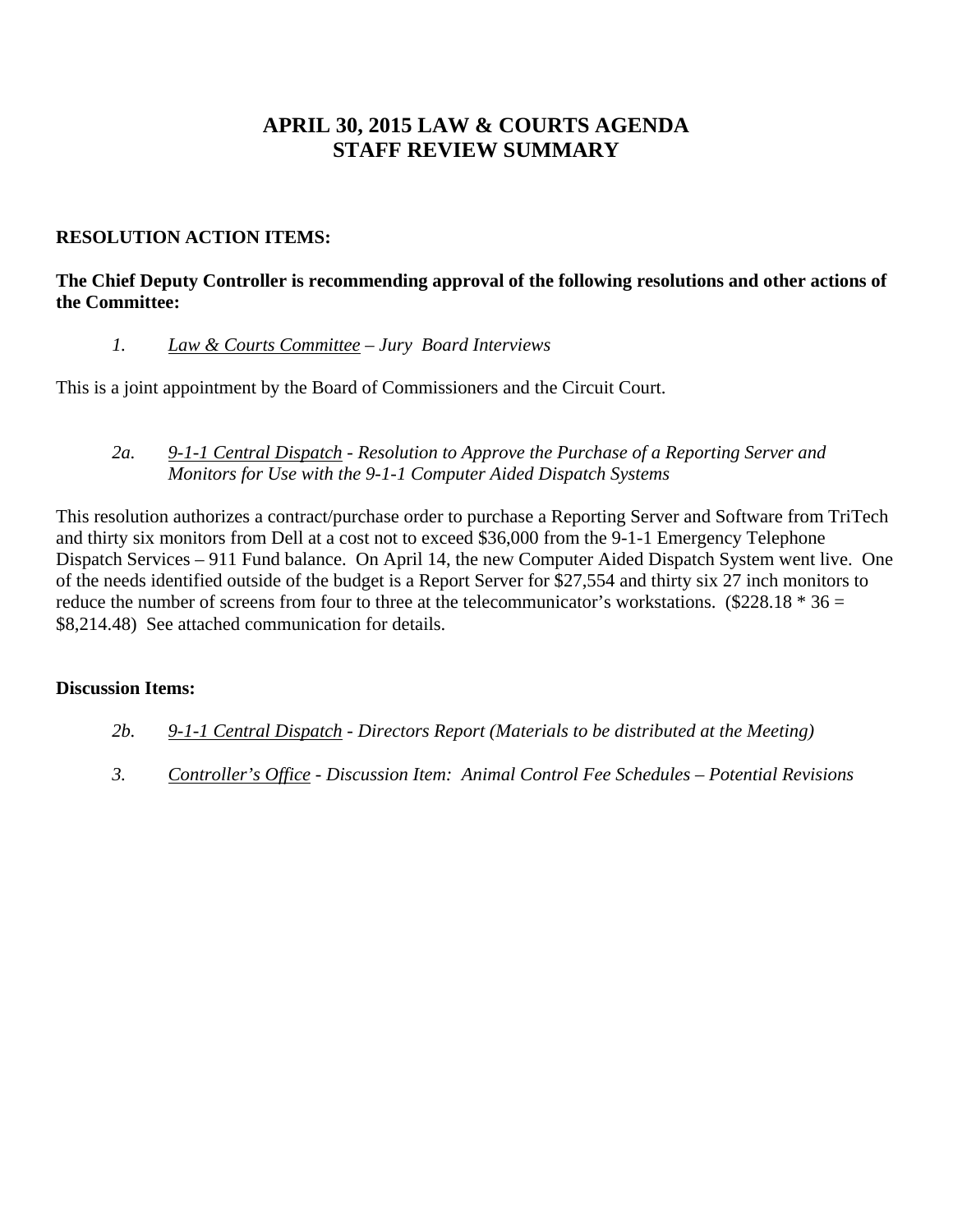# APRIL 30, 2015 LAW & COURTS AGENDA
# STAFF REVIEW SUMMARY

**RESOLUTION ACTION ITEMS:**

**The Chief Deputy Controller is recommending approval of the following resolutions and other actions of the Committee:**

1. *Law & Courts Committee – Jury Board Interviews*

This is a joint appointment by the Board of Commissioners and the Circuit Court.

2a. *9-1-1 Central Dispatch - Resolution to Approve the Purchase of a Reporting Server and Monitors for Use with the 9-1-1 Computer Aided Dispatch Systems*

This resolution authorizes a contract/purchase order to purchase a Reporting Server and Software from TriTech and thirty six monitors from Dell at a cost not to exceed $36,000 from the 9-1-1 Emergency Telephone Dispatch Services – 911 Fund balance. On April 14, the new Computer Aided Dispatch System went live. One of the needs identified outside of the budget is a Report Server for $27,554 and thirty six 27 inch monitors to reduce the number of screens from four to three at the telecommunicator's workstations. ($228.18 * 36 = $8,214.48) See attached communication for details.

**Discussion Items:**

2b. *9-1-1 Central Dispatch - Directors Report (Materials to be distributed at the Meeting)*

3. *Controller's Office - Discussion Item: Animal Control Fee Schedules – Potential Revisions*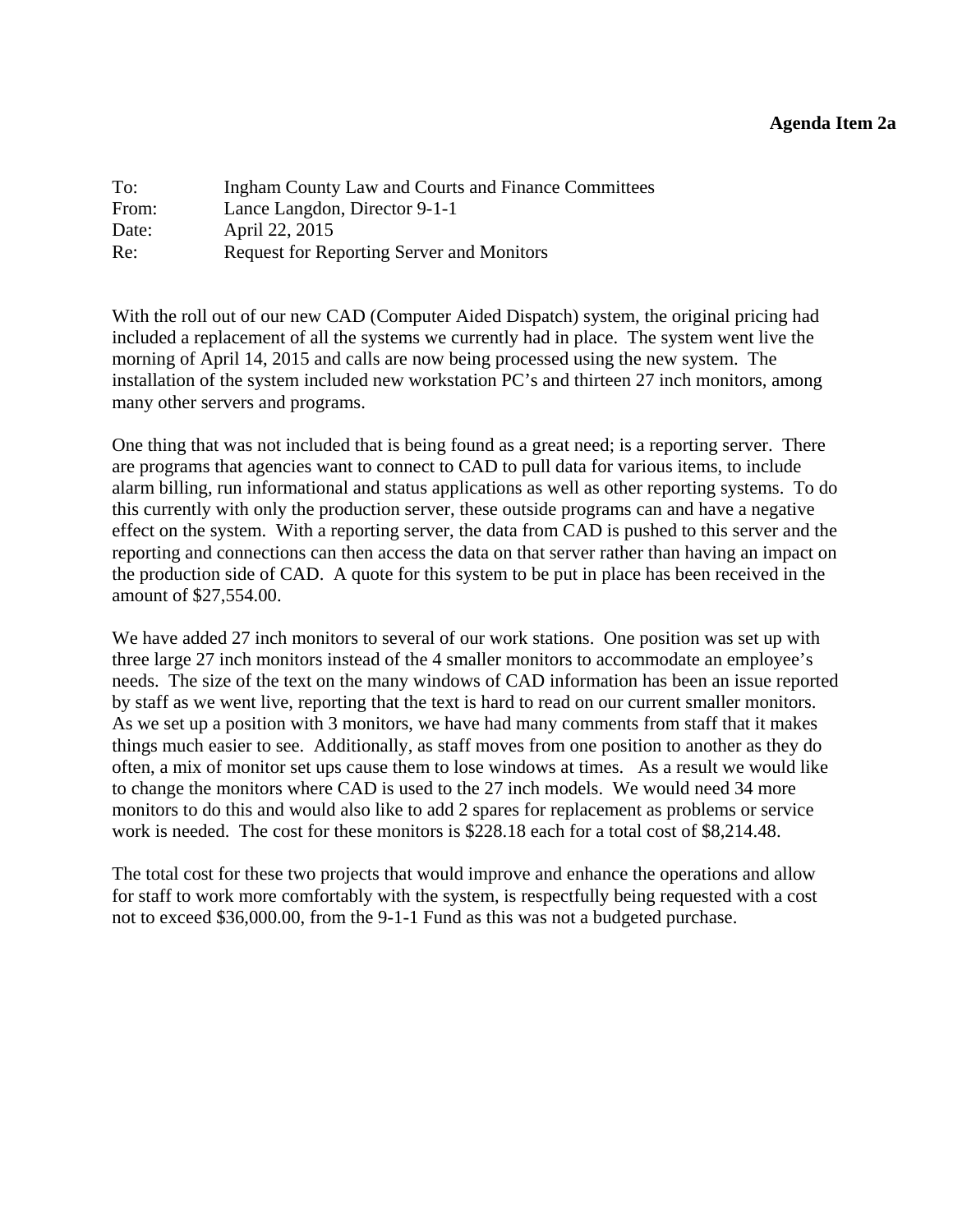**Agenda Item 2a**

To: Ingham County Law and Courts and Finance Committees
From: Lance Langdon, Director 9-1-1
Date: April 22, 2015
Re: Request for Reporting Server and Monitors

With the roll out of our new CAD (Computer Aided Dispatch) system, the original pricing had included a replacement of all the systems we currently had in place. The system went live the morning of April 14, 2015 and calls are now being processed using the new system. The installation of the system included new workstation PC's and thirteen 27 inch monitors, among many other servers and programs.

One thing that was not included that is being found as a great need; is a reporting server. There are programs that agencies want to connect to CAD to pull data for various items, to include alarm billing, run informational and status applications as well as other reporting systems. To do this currently with only the production server, these outside programs can and have a negative effect on the system. With a reporting server, the data from CAD is pushed to this server and the reporting and connections can then access the data on that server rather than having an impact on the production side of CAD. A quote for this system to be put in place has been received in the amount of $27,554.00.

We have added 27 inch monitors to several of our work stations. One position was set up with three large 27 inch monitors instead of the 4 smaller monitors to accommodate an employee's needs. The size of the text on the many windows of CAD information has been an issue reported by staff as we went live, reporting that the text is hard to read on our current smaller monitors. As we set up a position with 3 monitors, we have had many comments from staff that it makes things much easier to see. Additionally, as staff moves from one position to another as they do often, a mix of monitor set ups cause them to lose windows at times. As a result we would like to change the monitors where CAD is used to the 27 inch models. We would need 34 more monitors to do this and would also like to add 2 spares for replacement as problems or service work is needed. The cost for these monitors is $228.18 each for a total cost of $8,214.48.

The total cost for these two projects that would improve and enhance the operations and allow for staff to work more comfortably with the system, is respectfully being requested with a cost not to exceed $36,000.00, from the 9-1-1 Fund as this was not a budgeted purchase.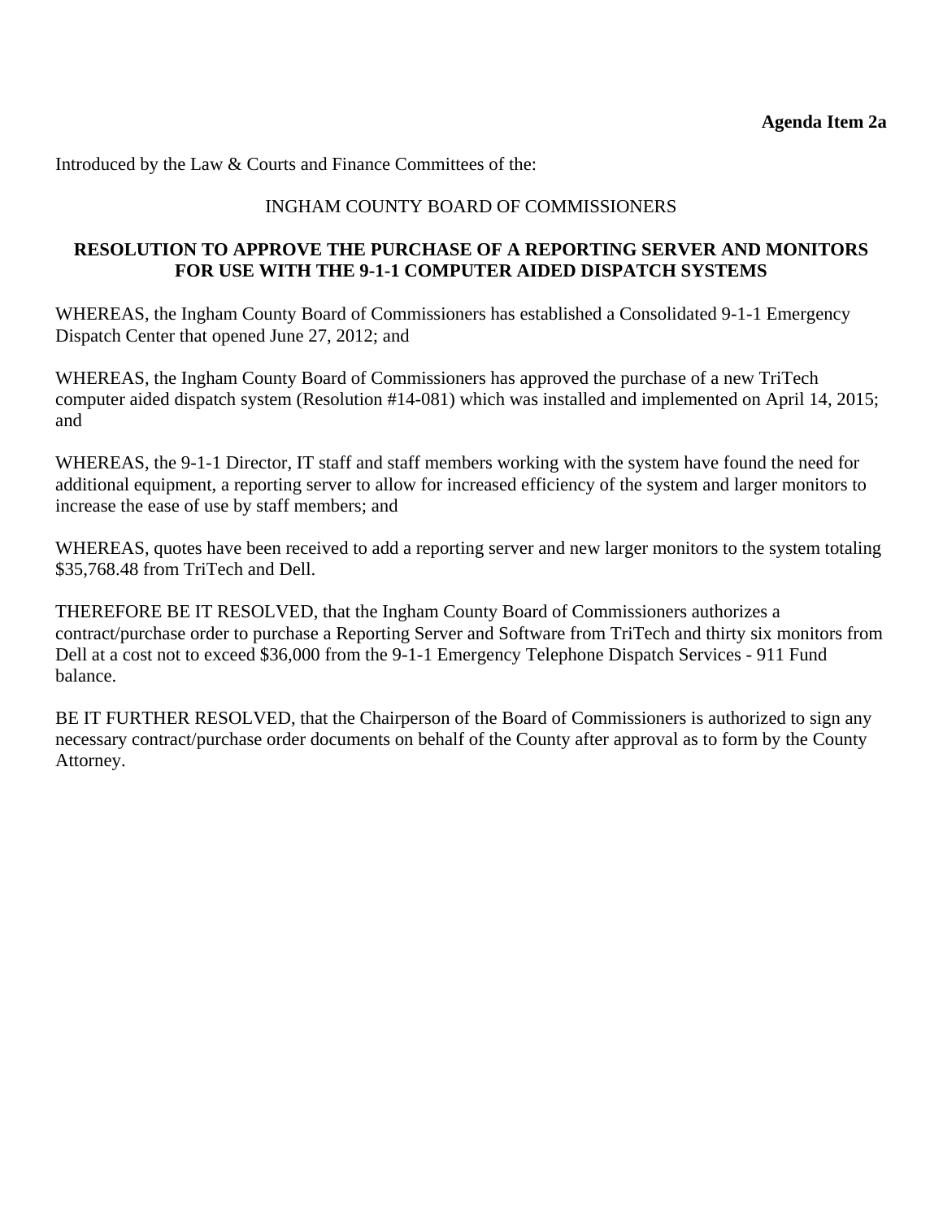**Agenda Item 2a**

Introduced by the Law & Courts and Finance Committees of the:

INGHAM COUNTY BOARD OF COMMISSIONERS

**RESOLUTION TO APPROVE THE PURCHASE OF A REPORTING SERVER AND MONITORS FOR USE WITH THE 9-1-1 COMPUTER AIDED DISPATCH SYSTEMS**

WHEREAS, the Ingham County Board of Commissioners has established a Consolidated 9-1-1 Emergency Dispatch Center that opened June 27, 2012; and

WHEREAS, the Ingham County Board of Commissioners has approved the purchase of a new TriTech computer aided dispatch system (Resolution #14-081) which was installed and implemented on April 14, 2015; and

WHEREAS, the 9-1-1 Director, IT staff and staff members working with the system have found the need for additional equipment, a reporting server to allow for increased efficiency of the system and larger monitors to increase the ease of use by staff members; and

WHEREAS, quotes have been received to add a reporting server and new larger monitors to the system totaling $35,768.48 from TriTech and Dell.

THEREFORE BE IT RESOLVED, that the Ingham County Board of Commissioners authorizes a contract/purchase order to purchase a Reporting Server and Software from TriTech and thirty six monitors from Dell at a cost not to exceed $36,000 from the 9-1-1 Emergency Telephone Dispatch Services - 911 Fund balance.

BE IT FURTHER RESOLVED, that the Chairperson of the Board of Commissioners is authorized to sign any necessary contract/purchase order documents on behalf of the County after approval as to form by the County Attorney.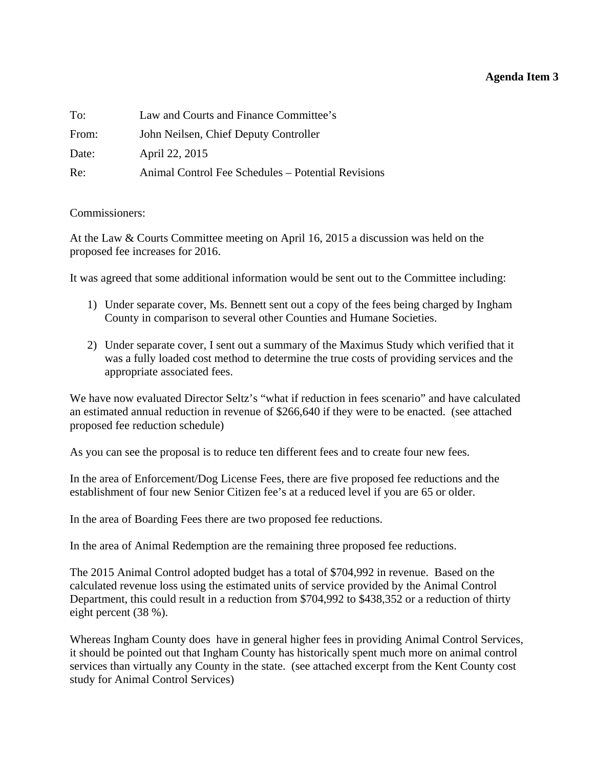**Agenda Item 3**

To: Law and Courts and Finance Committee's

From: John Neilsen, Chief Deputy Controller

Date: April 22, 2015

Re: Animal Control Fee Schedules – Potential Revisions

Commissioners:

At the Law & Courts Committee meeting on April 16, 2015 a discussion was held on the proposed fee increases for 2016.

It was agreed that some additional information would be sent out to the Committee including:

1) Under separate cover, Ms. Bennett sent out a copy of the fees being charged by Ingham County in comparison to several other Counties and Humane Societies.

2) Under separate cover, I sent out a summary of the Maximus Study which verified that it was a fully loaded cost method to determine the true costs of providing services and the appropriate associated fees.

We have now evaluated Director Seltz's "what if reduction in fees scenario" and have calculated an estimated annual reduction in revenue of $266,640 if they were to be enacted. (see attached proposed fee reduction schedule)

As you can see the proposal is to reduce ten different fees and to create four new fees.

In the area of Enforcement/Dog License Fees, there are five proposed fee reductions and the establishment of four new Senior Citizen fee's at a reduced level if you are 65 or older.

In the area of Boarding Fees there are two proposed fee reductions.

In the area of Animal Redemption are the remaining three proposed fee reductions.

The 2015 Animal Control adopted budget has a total of $704,992 in revenue. Based on the calculated revenue loss using the estimated units of service provided by the Animal Control Department, this could result in a reduction from $704,992 to $438,352 or a reduction of thirty eight percent (38 %).

Whereas Ingham County does have in general higher fees in providing Animal Control Services, it should be pointed out that Ingham County has historically spent much more on animal control services than virtually any County in the state. (see attached excerpt from the Kent County cost study for Animal Control Services)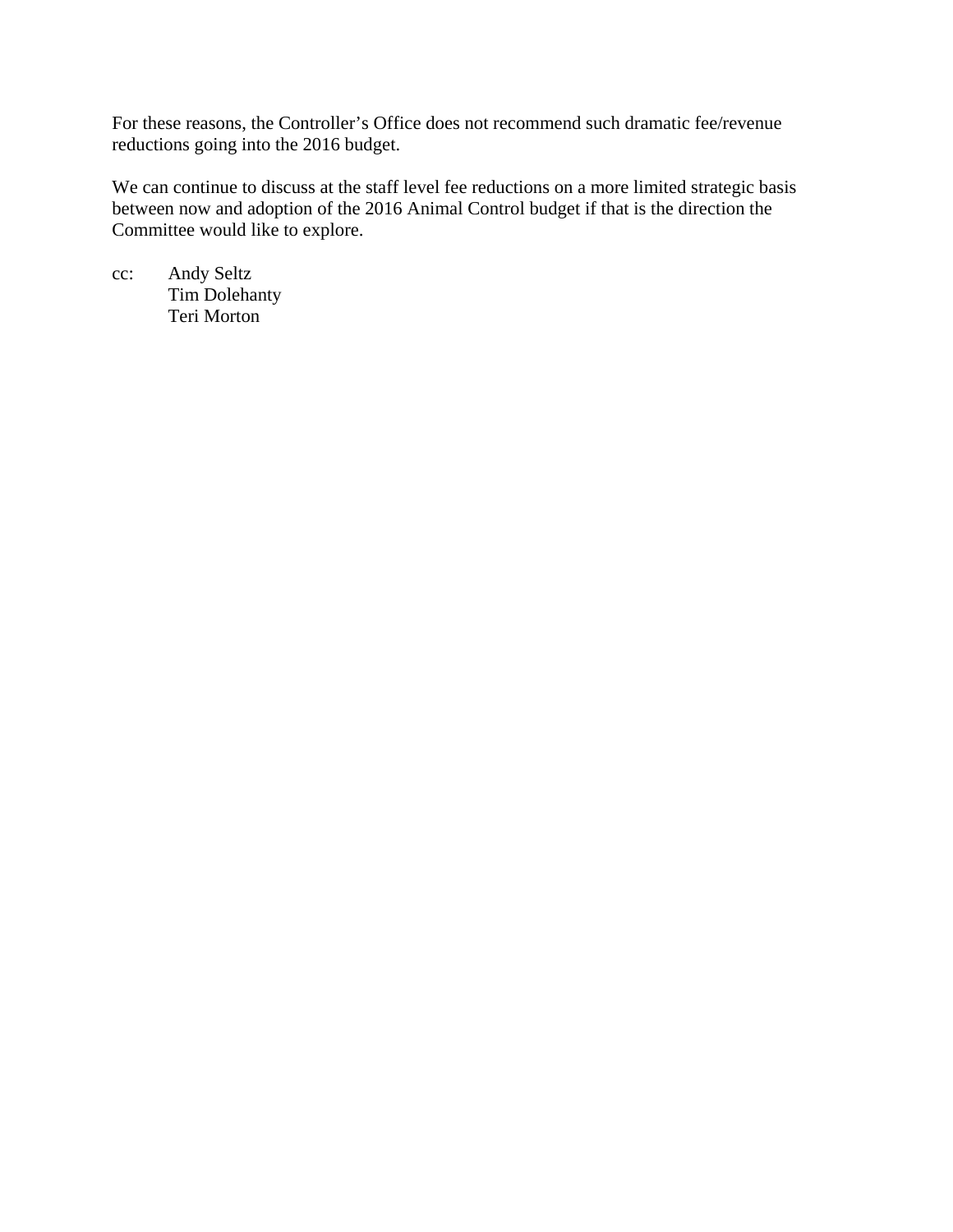For these reasons, the Controller's Office does not recommend such dramatic fee/revenue reductions going into the 2016 budget.

We can continue to discuss at the staff level fee reductions on a more limited strategic basis between now and adoption of the 2016 Animal Control budget if that is the direction the Committee would like to explore.

cc: Andy Seltz
Tim Dolehanty
Teri Morton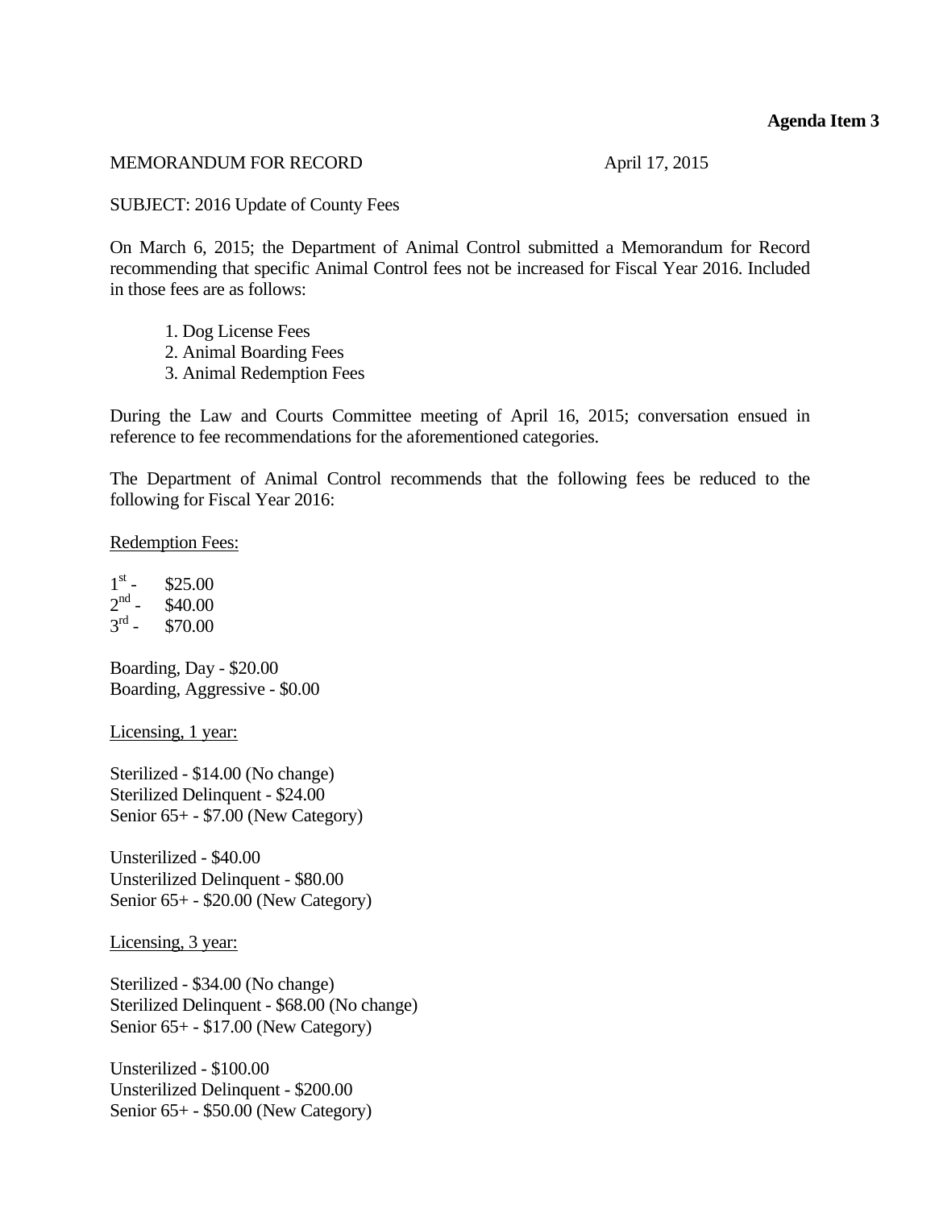**Agenda Item 3**

MEMORANDUM FOR RECORD April 17, 2015

SUBJECT: 2016 Update of County Fees

On March 6, 2015; the Department of Animal Control submitted a Memorandum for Record recommending that specific Animal Control fees not be increased for Fiscal Year 2016. Included in those fees are as follows:

1. Dog License Fees
2. Animal Boarding Fees
3. Animal Redemption Fees

During the Law and Courts Committee meeting of April 16, 2015; conversation ensued in reference to fee recommendations for the aforementioned categories.

The Department of Animal Control recommends that the following fees be reduced to the following for Fiscal Year 2016:

<u>Redemption Fees:</u>

1st - $25.00
2nd - $40.00
3rd - $70.00

Boarding, Day - $20.00
Boarding, Aggressive - $0.00

<u>Licensing, 1 year:</u>

Sterilized - $14.00 (No change)
Sterilized Delinquent - $24.00
Senior 65+ - $7.00 (New Category)

Unsterilized - $40.00
Unsterilized Delinquent - $80.00
Senior 65+ - $20.00 (New Category)

<u>Licensing, 3 year:</u>

Sterilized - $34.00 (No change)
Sterilized Delinquent - $68.00 (No change)
Senior 65+ - $17.00 (New Category)

Unsterilized - $100.00
Unsterilized Delinquent - $200.00
Senior 65+ - $50.00 (New Category)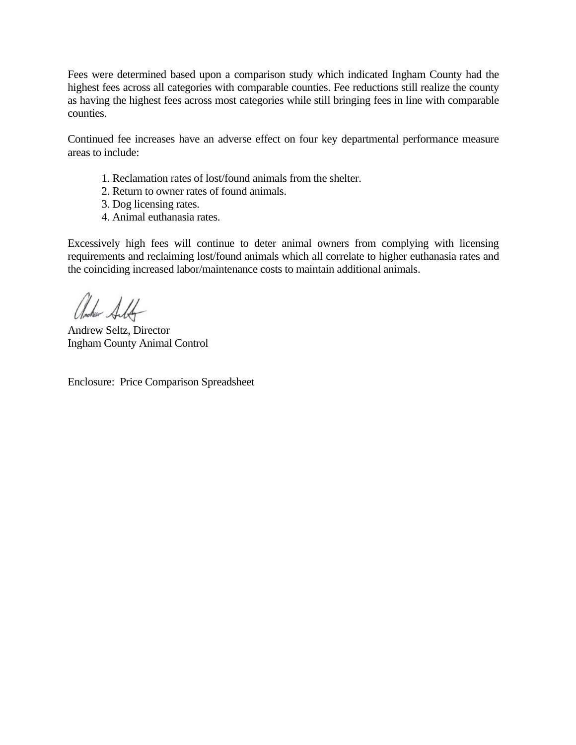Fees were determined based upon a comparison study which indicated Ingham County had the highest fees across all categories with comparable counties. Fee reductions still realize the county as having the highest fees across most categories while still bringing fees in line with comparable counties.

Continued fee increases have an adverse effect on four key departmental performance measure areas to include:

1. Reclamation rates of lost/found animals from the shelter.
2. Return to owner rates of found animals.
3. Dog licensing rates.
4. Animal euthanasia rates.

Excessively high fees will continue to deter animal owners from complying with licensing requirements and reclaiming lost/found animals which all correlate to higher euthanasia rates and the coinciding increased labor/maintenance costs to maintain additional animals.

Andrew Seltz, Director
Ingham County Animal Control

Enclosure: Price Comparison Spreadsheet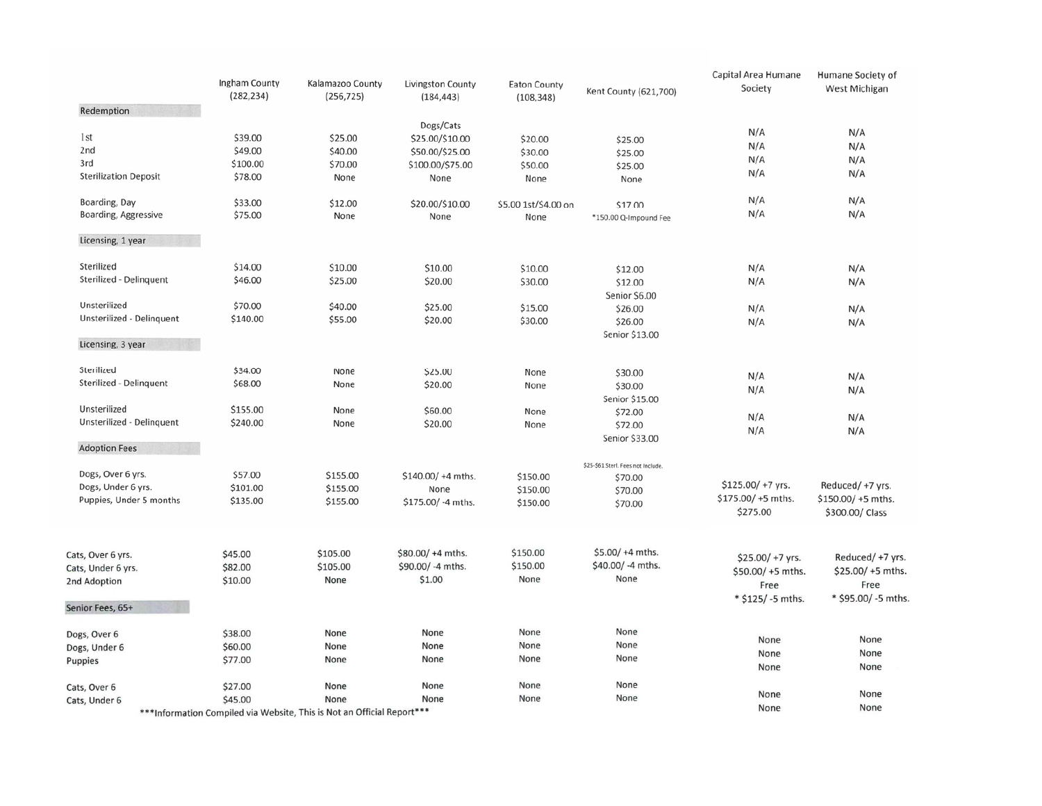| | Ingham County (282,234) | Kalamazoo County (256,725) | Livingston County (184,443) | Eaton County (108,348) | Kent County (621,700) | Capital Area Humane Society | Humane Society of West Michigan |
|---|---|---|---|---|---|---|---|
| **Redemption** | | | Dogs/Cats | | | | |
| 1st | $39.00 | $25.00 | $25.00/$10.00 | $20.00 | $25.00 | N/A | N/A |
| 2nd | $49.00 | $40.00 | $50.00/$25.00 | $30.00 | $25.00 | N/A | N/A |
| 3rd | $100.00 | $70.00 | $100.00/$75.00 | $50.00 | $25.00 | N/A | N/A |
| Sterilization Deposit | $78.00 | None | None | None | None | N/A | N/A |
| Boarding, Day | $33.00 | $12.00 | $20.00/$10.00 | $5.00 1st/$4.00 on | $17.00 | N/A | N/A |
| Boarding, Aggressive | $75.00 | None | None | None | *150.00 Q-Impound Fee | N/A | N/A |
| **Licensing, 1 year** | | | | | | | |
| Sterilized | $14.00 | $10.00 | $10.00 | $10.00 | $12.00 | N/A | N/A |
| Sterilized - Delinquent | $46.00 | $25.00 | $20.00 | $30.00 | $12.00<br>Senior $6.00 | N/A | N/A |
| Unsterilized | $70.00 | $40.00 | $25.00 | $15.00 | $26.00 | N/A | N/A |
| Unsterilized - Delinquent | $140.00 | $55.00 | $20.00 | $30.00 | $26.00<br>Senior $13.00 | N/A | N/A |
| **Licensing, 3 year** | | | | | | | |
| Sterilized | $34.00 | None | $25.00 | None | $30.00 | N/A | N/A |
| Sterilized - Delinquent | $68.00 | None | $20.00 | None | $30.00<br>Senior $15.00 | N/A | N/A |
| Unsterilized | $155.00 | None | $60.00 | None | $72.00 | N/A | N/A |
| Unsterilized - Delinquent | $240.00 | None | $20.00 | None | $72.00<br>Senior $33.00 | N/A | N/A |
| **Adoption Fees** | | | | | $25-$61 Sterl. Fees not Include. | | |
| Dogs, Over 6 yrs. | $57.00 | $155.00 | $140.00/ +4 mths. | $150.00 | $70.00 | $125.00/ +7 yrs. | Reduced/ +7 yrs. |
| Dogs, Under 6 yrs. | $101.00 | $155.00 | None | $150.00 | $70.00 | $175.00/ +5 mths. | $150.00/ +5 mths. |
| Puppies, Under 5 months | $135.00 | $155.00 | $175.00/ -4 mths. | $150.00 | $70.00 | $275.00 | $300.00/ Class |
| Cats, Over 6 yrs. | $45.00 | $105.00 | $80.00/ +4 mths. | $150.00 | $5.00/ +4 mths. | $25.00/ +7 yrs. | Reduced/ +7 yrs. |
| Cats, Under 6 yrs. | $82.00 | $105.00 | $90.00/ -4 mths. | $150.00 | $40.00/ -4 mths. | $50.00/ +5 mths. | $25.00/ +5 mths. |
| 2nd Adoption | $10.00 | None | $1.00 | None | None | Free | Free |
| | | | | | | * $125/ -5 mths. | * $95.00/ -5 mths. |
| **Senior Fees, 65+** | | | | | | | |
| Dogs, Over 6 | $38.00 | None | None | None | None | None | None |
| Dogs, Under 6 | $60.00 | None | None | None | None | None | None |
| Puppies | $77.00 | None | None | None | None | None | None |
| Cats, Over 6 | $27.00 | None | None | None | None | None | None |
| Cats, Under 6 | $45.00 | None | None | None | None | None | None |

***Information Compiled via Website, This is Not an Official Report***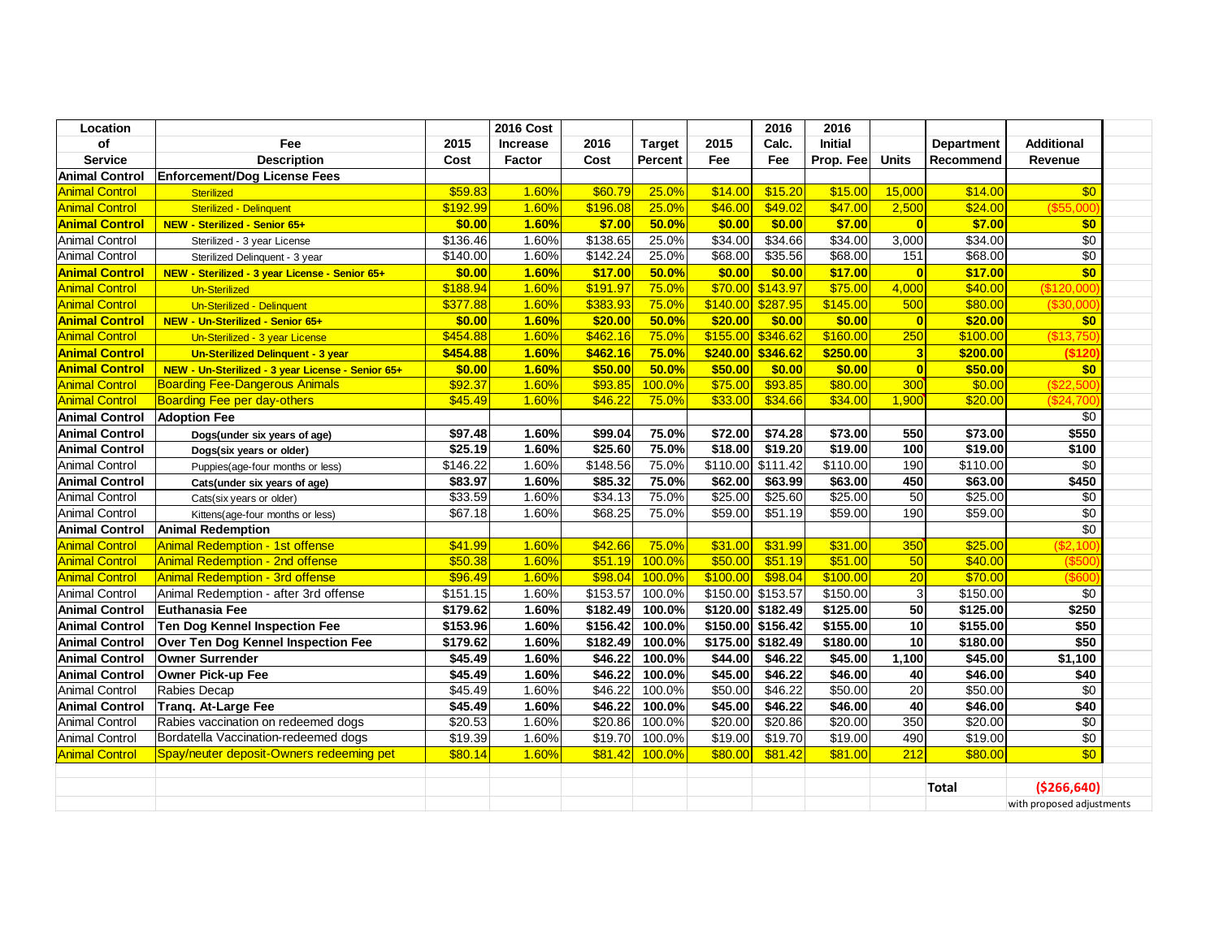| Location of Service | Fee Description | 2015 Cost | 2016 Cost Increase Factor | 2016 Cost | Target Percent | 2015 Fee | 2016 Calc. Fee | 2016 Initial Prop. Fee | Units | Department Recommend | Additional Revenue |
|---|---|---|---|---|---|---|---|---|---|---|---|
| **Animal Control** | **Enforcement/Dog License Fees** | | | | | | | | | | |
| Animal Control | Sterilized | $59.83 | 1.60% | $60.79 | 25.0% | $14.00 | $15.20 | $15.00 | 15,000 | $14.00 | $0 |
| Animal Control | Sterilized - Delinquent | $192.99 | 1.60% | $196.08 | 25.0% | $46.00 | $49.02 | $47.00 | 2,500 | $24.00 | ($55,000) |
| **Animal Control** | **NEW - Sterilized - Senior 65+** | **$0.00** | **1.60%** | **$7.00** | **50.0%** | **$0.00** | **$0.00** | **$7.00** | **0** | **$7.00** | **$0** |
| Animal Control | Sterilized - 3 year License | $136.46 | 1.60% | $138.65 | 25.0% | $34.00 | $34.66 | $34.00 | 3,000 | $34.00 | $0 |
| Animal Control | Sterilized Delinquent - 3 year | $140.00 | 1.60% | $142.24 | 25.0% | $68.00 | $35.56 | $68.00 | 151 | $68.00 | $0 |
| **Animal Control** | **NEW - Sterilized - 3 year License - Senior 65+** | **$0.00** | **1.60%** | **$17.00** | **50.0%** | **$0.00** | **$0.00** | **$17.00** | **0** | **$17.00** | **$0** |
| Animal Control | Un-Sterilized | $188.94 | 1.60% | $191.97 | 75.0% | $70.00 | $143.97 | $75.00 | 4,000 | $40.00 | ($120,000) |
| Animal Control | Un-Sterilized - Delinquent | $377.88 | 1.60% | $383.93 | 75.0% | $140.00 | $287.95 | $145.00 | 500 | $80.00 | ($30,000) |
| **Animal Control** | **NEW - Un-Sterilized - Senior 65+** | **$0.00** | **1.60%** | **$20.00** | **50.0%** | **$20.00** | **$0.00** | **$0.00** | **0** | **$20.00** | **$0** |
| Animal Control | Un-Sterilized - 3 year License | $454.88 | 1.60% | $462.16 | 75.0% | $155.00 | $346.62 | $160.00 | 250 | $100.00 | ($13,750) |
| **Animal Control** | **Un-Sterilized Delinquent - 3 year** | **$454.88** | **1.60%** | **$462.16** | **75.0%** | **$240.00** | **$346.62** | **$250.00** | **3** | **$200.00** | **($120)** |
| **Animal Control** | **NEW - Un-Sterilized - 3 year License - Senior 65+** | **$0.00** | **1.60%** | **$50.00** | **50.0%** | **$50.00** | **$0.00** | **$0.00** | **0** | **$50.00** | **$0** |
| Animal Control | Boarding Fee-Dangerous Animals | $92.37 | 1.60% | $93.85 | 100.0% | $75.00 | $93.85 | $80.00 | 300 | $0.00 | ($22,500) |
| Animal Control | Boarding Fee per day-others | $45.49 | 1.60% | $46.22 | 75.0% | $33.00 | $34.66 | $34.00 | 1,900 | $20.00 | ($24,700) |
| **Animal Control** | **Adoption Fee** | | | | | | | | | | $0 |
| **Animal Control** | **Dogs(under six years of age)** | **$97.48** | **1.60%** | **$99.04** | **75.0%** | **$72.00** | **$74.28** | **$73.00** | **550** | **$73.00** | **$550** |
| **Animal Control** | **Dogs(six years or older)** | **$25.19** | **1.60%** | **$25.60** | **75.0%** | **$18.00** | **$19.20** | **$19.00** | **100** | **$19.00** | **$100** |
| Animal Control | Puppies(age-four months or less) | $146.22 | 1.60% | $148.56 | 75.0% | $110.00 | $111.42 | $110.00 | 190 | $110.00 | $0 |
| **Animal Control** | **Cats(under six years of age)** | **$83.97** | **1.60%** | **$85.32** | **75.0%** | **$62.00** | **$63.99** | **$63.00** | **450** | **$63.00** | **$450** |
| Animal Control | Cats(six years or older) | $33.59 | 1.60% | $34.13 | 75.0% | $25.00 | $25.60 | $25.00 | 50 | $25.00 | $0 |
| Animal Control | Kittens(age-four months or less) | $67.18 | 1.60% | $68.25 | 75.0% | $59.00 | $51.19 | $59.00 | 190 | $59.00 | $0 |
| **Animal Control** | **Animal Redemption** | | | | | | | | | | $0 |
| Animal Control | Animal Redemption - 1st offense | $41.99 | 1.60% | $42.66 | 75.0% | $31.00 | $31.99 | $31.00 | 350 | $25.00 | ($2,100) |
| Animal Control | Animal Redemption - 2nd offense | $50.38 | 1.60% | $51.19 | 100.0% | $50.00 | $51.19 | $51.00 | 50 | $40.00 | ($500) |
| Animal Control | Animal Redemption - 3rd offense | $96.49 | 1.60% | $98.04 | 100.0% | $100.00 | $98.04 | $100.00 | 20 | $70.00 | ($600) |
| Animal Control | Animal Redemption - after 3rd offense | $151.15 | 1.60% | $153.57 | 100.0% | $150.00 | $153.57 | $150.00 | 3 | $150.00 | $0 |
| **Animal Control** | **Euthanasia Fee** | **$179.62** | **1.60%** | **$182.49** | **100.0%** | **$120.00** | **$182.49** | **$125.00** | **50** | **$125.00** | **$250** |
| **Animal Control** | **Ten Dog Kennel Inspection Fee** | **$153.96** | **1.60%** | **$156.42** | **100.0%** | **$150.00** | **$156.42** | **$155.00** | **10** | **$155.00** | **$50** |
| **Animal Control** | **Over Ten Dog Kennel Inspection Fee** | **$179.62** | **1.60%** | **$182.49** | **100.0%** | **$175.00** | **$182.49** | **$180.00** | **10** | **$180.00** | **$50** |
| **Animal Control** | **Owner Surrender** | **$45.49** | **1.60%** | **$46.22** | **100.0%** | **$44.00** | **$46.22** | **$45.00** | **1,100** | **$45.00** | **$1,100** |
| **Animal Control** | **Owner Pick-up Fee** | **$45.49** | **1.60%** | **$46.22** | **100.0%** | **$45.00** | **$46.22** | **$46.00** | **40** | **$46.00** | **$40** |
| Animal Control | Rabies Decap | $45.49 | 1.60% | $46.22 | 100.0% | $50.00 | $46.22 | $50.00 | 20 | $50.00 | $0 |
| **Animal Control** | **Tranq. At-Large Fee** | **$45.49** | **1.60%** | **$46.22** | **100.0%** | **$45.00** | **$46.22** | **$46.00** | **40** | **$46.00** | **$40** |
| Animal Control | Rabies vaccination on redeemed dogs | $20.53 | 1.60% | $20.86 | 100.0% | $20.00 | $20.86 | $20.00 | 350 | $20.00 | $0 |
| Animal Control | Bordatella Vaccination-redeemed dogs | $19.39 | 1.60% | $19.70 | 100.0% | $19.00 | $19.70 | $19.00 | 490 | $19.00 | $0 |
| Animal Control | Spay/neuter deposit-Owners redeeming pet | $80.14 | 1.60% | $81.42 | 100.0% | $80.00 | $81.42 | $81.00 | 212 | $80.00 | $0 |
| | | | | | | | | | | **Total** | **($266,640)** |
| | | | | | | | | | | | with proposed adjustments |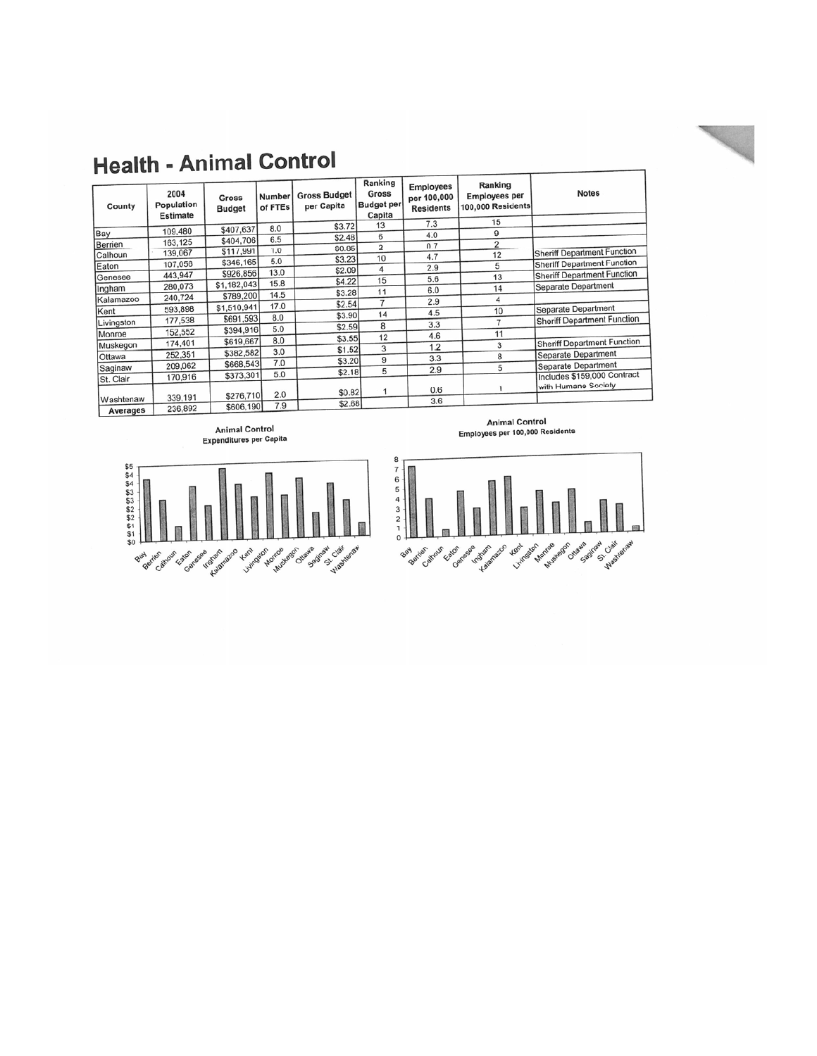# Health - Animal Control

| County | 2004 Population Estimate | Gross Budget | Number of FTEs | Gross Budget per Capita | Ranking Gross Budget per Capita | Employees per 100,000 Residents | Ranking Employees per 100,000 Residents | Notes |
|---|---|---|---|---|---|---|---|---|
| Bay | 109,480 | $407,637 | 8.0 | $3.72 | 13 | 7.3 | 15 | |
| Berrien | 163,125 | $404,706 | 6.5 | $2.48 | 6 | 4.0 | 9 | |
| Calhoun | 139,067 | $117,991 | 1.0 | $0.85 | 2 | 0.7 | 2 | |
| Eaton | 107,056 | $346,165 | 5.0 | $3.23 | 10 | 4.7 | 12 | Sheriff Department Function |
| Genesee | 443,947 | $926,856 | 13.0 | $2.09 | 4 | 2.9 | 5 | Sheriff Department Function |
| Ingham | 280,073 | $1,182,043 | 15.8 | $4.22 | 15 | 5.6 | 13 | Sheriff Department Function |
| Kalamazoo | 240,724 | $789,200 | 14.5 | $3.28 | 11 | 6.0 | 14 | Separate Department |
| Kent | 593,898 | $1,510,941 | 17.0 | $2.54 | 7 | 2.9 | 4 | |
| Livingston | 177,538 | $691,593 | 8.0 | $3.90 | 14 | 4.5 | 10 | Separate Department |
| Monroe | 152,552 | $394,916 | 5.0 | $2.59 | 8 | 3.3 | 7 | Sheriff Department Function |
| Muskegon | 174,401 | $619,667 | 8.0 | $3.55 | 12 | 4.6 | 11 | |
| Ottawa | 252,351 | $382,582 | 3.0 | $1.52 | 3 | 1.2 | 3 | Sheriff Department Function |
| Saginaw | 209,062 | $668,543 | 7.0 | $3.20 | 9 | 3.3 | 8 | Separate Department |
| St. Clair | 170,916 | $373,301 | 5.0 | $2.18 | 5 | 2.9 | 5 | Separate Department |
| Washtenaw | 339,191 | $276,710 | 2.0 | $0.82 | 1 | 0.6 | 1 | Includes $159,000 Contract with Humane Society |
| **Averages** | 236,892 | $606,190 | 7.9 | $2.68 | | 3.6 | | |

Animal Control
Expenditures per Capita

$5
$4
$4
$3
$3
$2
$2
$1
$1
$0

Bay Berrien Calhoun Eaton Genesee Ingham Kalamazoo Kent Livingston Monroe Muskegon Ottawa Saginaw St. Clair Washtenaw

Animal Control
Employees per 100,000 Residents

8
7
6
5
4
3
2
1
0

Bay Berrien Calhoun Eaton Genesee Ingham Kalamazoo Kent Livingston Monroe Muskegon Ottawa Saginaw St. Clair Washtenaw